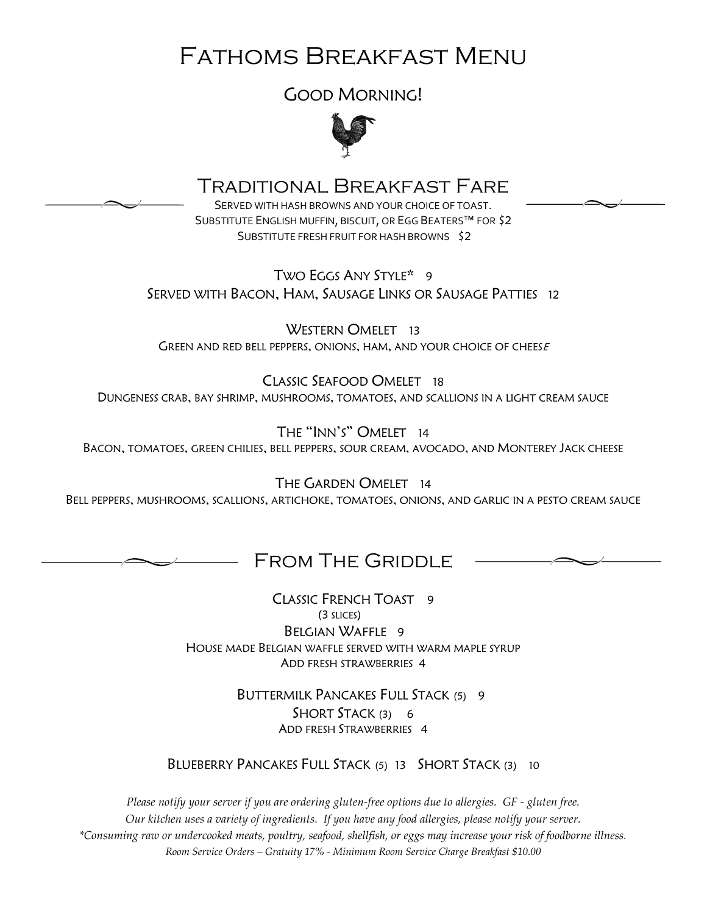# Fathoms Breakfast Menu

## Good Morning!

## Traditional Breakfast Fare

Served with hash browns and your choice of toast.
Substitute English muffin, biscuit, or Egg Beaters™ for $2
Substitute fresh fruit for hash browns $2

**Two Eggs Any Style*** 9
**Served with Bacon, Ham, Sausage Links or Sausage Patties** 12

**Western Omelet** 13
Green and red bell peppers, onions, ham, and your choice of cheese

**Classic Seafood Omelet** 18
Dungeness crab, bay shrimp, mushrooms, tomatoes, and scallions in a light cream sauce

**The "Inn's" Omelet** 14
Bacon, tomatoes, green chilies, bell peppers, sour cream, avocado, and Monterey Jack cheese

**The Garden Omelet** 14
Bell peppers, mushrooms, scallions, artichoke, tomatoes, onions, and garlic in a pesto cream sauce

## From The Griddle

**Classic French Toast** 9
(3 slices)

**Belgian Waffle** 9
House made Belgian waffle served with warm maple syrup
Add fresh strawberries 4

**Buttermilk Pancakes Full Stack** (5) 9
**Short Stack** (3) 6
Add fresh Strawberries 4

**Blueberry Pancakes Full Stack** (5) 13 **Short Stack** (3) 10

*Please notify your server if you are ordering gluten-free options due to allergies. GF - gluten free.*
*Our kitchen uses a variety of ingredients. If you have any food allergies, please notify your server.*
*\*Consuming raw or undercooked meats, poultry, seafood, shellfish, or eggs may increase your risk of foodborne illness.*
*Room Service Orders – Gratuity 17% - Minimum Room Service Charge Breakfast $10.00*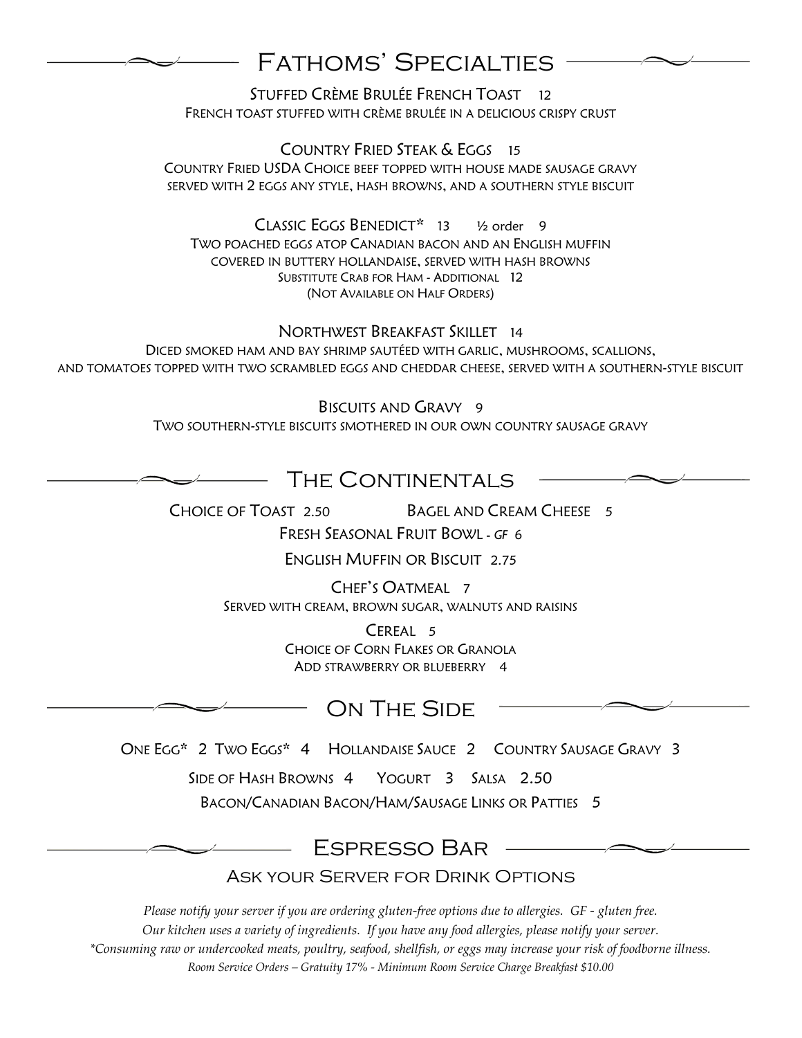## Fathoms' Specialties

**Stuffed Crème Brulée French Toast** 12
French toast stuffed with crème brulée in a delicious crispy crust

**Country Fried Steak & Eggs** 15
Country Fried USDA Choice beef topped with house made sausage gravy
served with 2 eggs any style, hash browns, and a southern style biscuit

**Classic Eggs Benedict*** 13 ½ order 9
Two poached eggs atop Canadian bacon and an English muffin
covered in buttery hollandaise, served with hash browns
Substitute Crab for Ham - Additional 12
(Not Available on Half Orders)

**Northwest Breakfast Skillet** 14
Diced smoked ham and bay shrimp sautéed with garlic, mushrooms, scallions,
and tomatoes topped with two scrambled eggs and cheddar cheese, served with a southern-style biscuit

**Biscuits and Gravy** 9
Two southern-style biscuits smothered in our own country sausage gravy

## The Continentals

**Choice of Toast** 2.50 **Bagel and Cream Cheese** 5

**Fresh Seasonal Fruit Bowl** - *GF* 6

**English Muffin or Biscuit** 2.75

**Chef's Oatmeal** 7
Served with cream, brown sugar, walnuts and raisins

**Cereal** 5
Choice of Corn Flakes or Granola
Add strawberry or blueberry 4

## On The Side

One Egg* 2 Two Eggs* 4 Hollandaise Sauce 2 Country Sausage Gravy 3

Side of Hash Browns 4 Yogurt 3 Salsa 2.50

Bacon/Canadian Bacon/Ham/Sausage Links or Patties 5

## Espresso Bar

### Ask your Server for Drink Options

*Please notify your server if you are ordering gluten-free options due to allergies. GF - gluten free.*
*Our kitchen uses a variety of ingredients. If you have any food allergies, please notify your server.*
*\*Consuming raw or undercooked meats, poultry, seafood, shellfish, or eggs may increase your risk of foodborne illness.*
*Room Service Orders – Gratuity 17% - Minimum Room Service Charge Breakfast $10.00*